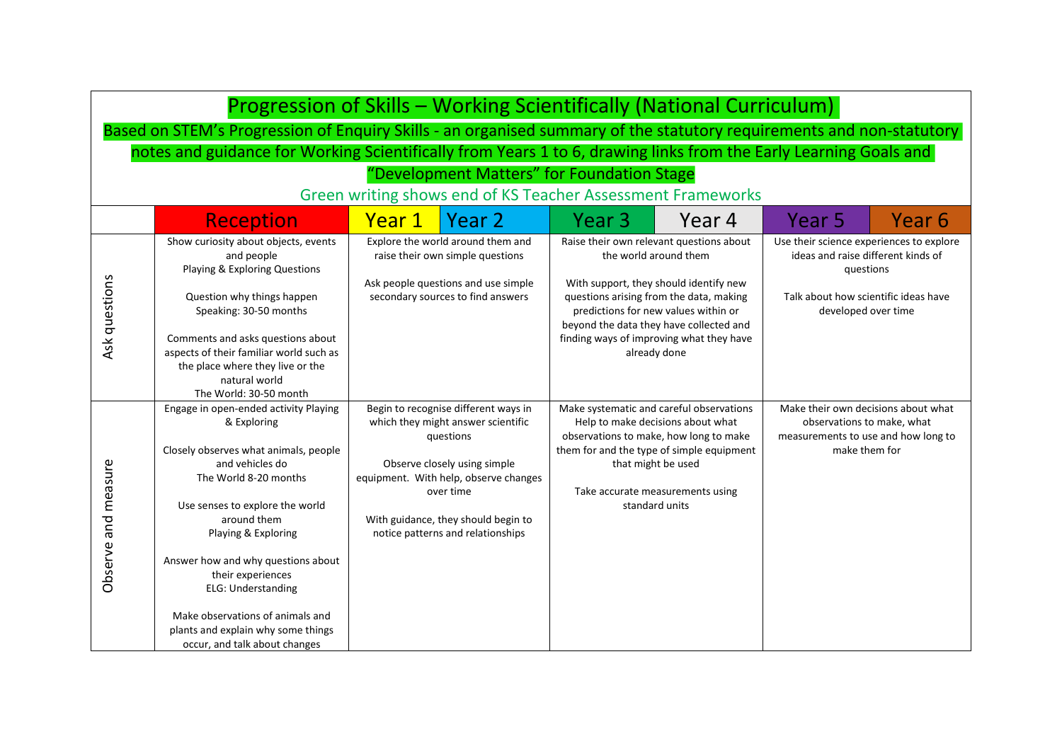# Progression of Skills – Working Scientifically (National Curriculum)

Based on STEM's Progression of Enquiry Skills - an organised summary of the statutory requirements and non-statutory notes and guidance for Working Scientifically from Years 1 to 6, drawing links from the Early Learning Goals and "Development Matters" for Foundation Stage

Green writing shows end of KS Teacher Assessment Frameworks

| | Reception | Year 1 | Year 2 | Year 3 | Year 4 | Year 5 | Year 6 |
|---|---|---|---|---|---|---|---|
| Ask questions | Show curiosity about objects, events and people<br>Playing & Exploring Questions<br><br>Question why things happen<br>Speaking: 30-50 months<br><br>Comments and asks questions about aspects of their familiar world such as the place where they live or the natural world<br>The World: 30-50 month | Explore the world around them and raise their own simple questions<br><br>Ask people questions and use simple secondary sources to find answers | | Raise their own relevant questions about the world around them<br><br>With support, they should identify new questions arising from the data, making predictions for new values within or beyond the data they have collected and finding ways of improving what they have already done | | Use their science experiences to explore ideas and raise different kinds of questions<br><br>Talk about how scientific ideas have developed over time | |
| Observe and measure | Engage in open-ended activity Playing & Exploring<br><br>Closely observes what animals, people and vehicles do<br>The World 8-20 months<br><br>Use senses to explore the world around them<br>Playing & Exploring<br><br>Answer how and why questions about their experiences<br>ELG: Understanding<br><br>Make observations of animals and plants and explain why some things occur, and talk about changes | Begin to recognise different ways in which they might answer scientific questions<br><br>Observe closely using simple equipment. With help, observe changes over time<br><br>With guidance, they should begin to notice patterns and relationships | | Make systematic and careful observations<br>Help to make decisions about what observations to make, how long to make them for and the type of simple equipment that might be used<br><br>Take accurate measurements using standard units | | Make their own decisions about what observations to make, what measurements to use and how long to make them for | |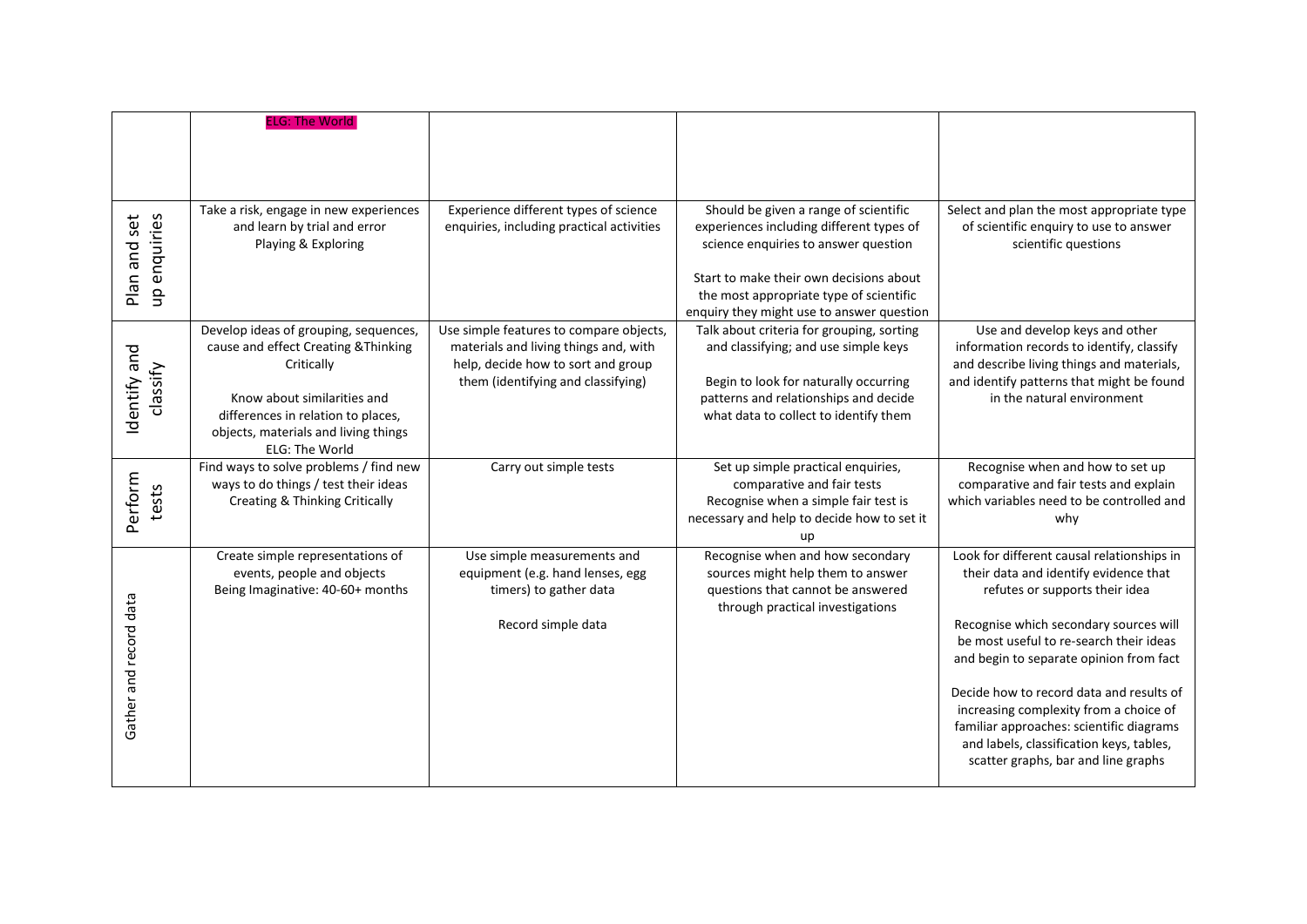| | ELG: The World | | | |
|---|---|---|---|---|
| Plan and set up enquiries | Take a risk, engage in new experiences and learn by trial and error<br>Playing & Exploring | Experience different types of science enquiries, including practical activities | Should be given a range of scientific experiences including different types of science enquiries to answer question<br><br>Start to make their own decisions about the most appropriate type of scientific enquiry they might use to answer question | Select and plan the most appropriate type of scientific enquiry to use to answer scientific questions |
| Identify and classify | Develop ideas of grouping, sequences, cause and effect Creating &Thinking Critically<br><br>Know about similarities and differences in relation to places, objects, materials and living things<br>ELG: The World | Use simple features to compare objects, materials and living things and, with help, decide how to sort and group them (identifying and classifying) | Talk about criteria for grouping, sorting and classifying; and use simple keys<br><br>Begin to look for naturally occurring patterns and relationships and decide what data to collect to identify them | Use and develop keys and other information records to identify, classify and describe living things and materials, and identify patterns that might be found in the natural environment |
| Perform tests | Find ways to solve problems / find new ways to do things / test their ideas<br>Creating & Thinking Critically | Carry out simple tests | Set up simple practical enquiries, comparative and fair tests<br>Recognise when a simple fair test is necessary and help to decide how to set it up | Recognise when and how to set up comparative and fair tests and explain which variables need to be controlled and why |
| Gather and record data | Create simple representations of events, people and objects<br>Being Imaginative: 40-60+ months | Use simple measurements and equipment (e.g. hand lenses, egg timers) to gather data<br><br>Record simple data | Recognise when and how secondary sources might help them to answer questions that cannot be answered through practical investigations | Look for different causal relationships in their data and identify evidence that refutes or supports their idea<br><br>Recognise which secondary sources will be most useful to re-search their ideas and begin to separate opinion from fact<br><br>Decide how to record data and results of increasing complexity from a choice of familiar approaches: scientific diagrams and labels, classification keys, tables, scatter graphs, bar and line graphs |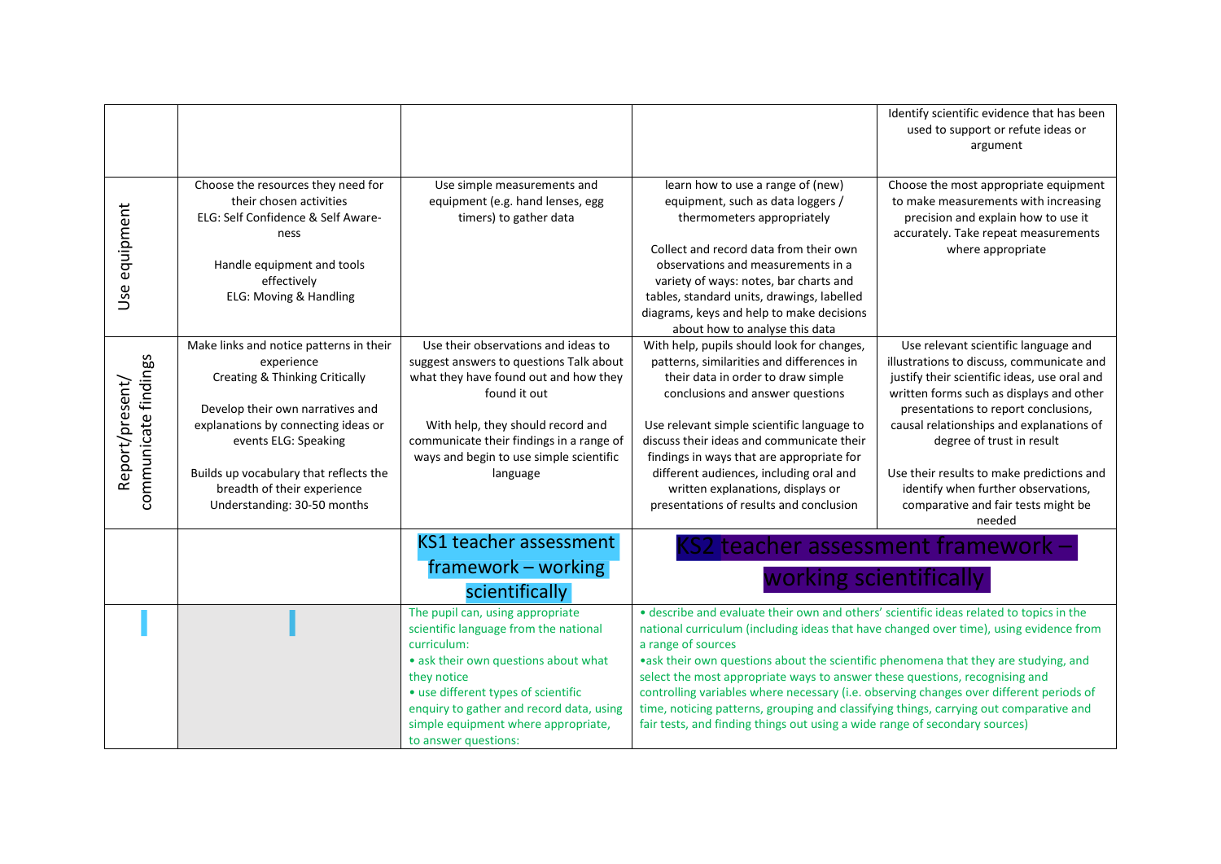| | | | | |
|---|---|---|---|---|
| | | | | Identify scientific evidence that has been used to support or refute ideas or argument |
| Use equipment | Choose the resources they need for their chosen activities ELG: Self Confidence & Self Aware-ness<br><br>Handle equipment and tools effectively ELG: Moving & Handling | Use simple measurements and equipment (e.g. hand lenses, egg timers) to gather data | learn how to use a range of (new) equipment, such as data loggers / thermometers appropriately<br><br>Collect and record data from their own observations and measurements in a variety of ways: notes, bar charts and tables, standard units, drawings, labelled diagrams, keys and help to make decisions about how to analyse this data | Choose the most appropriate equipment to make measurements with increasing precision and explain how to use it accurately. Take repeat measurements where appropriate |
| Report/present/ communicate findings | Make links and notice patterns in their experience Creating & Thinking Critically<br><br>Develop their own narratives and explanations by connecting ideas or events ELG: Speaking<br><br>Builds up vocabulary that reflects the breadth of their experience Understanding: 30-50 months | Use their observations and ideas to suggest answers to questions Talk about what they have found out and how they found it out<br><br>With help, they should record and communicate their findings in a range of ways and begin to use simple scientific language | With help, pupils should look for changes, patterns, similarities and differences in their data in order to draw simple conclusions and answer questions<br><br>Use relevant simple scientific language to discuss their ideas and communicate their findings in ways that are appropriate for different audiences, including oral and written explanations, displays or presentations of results and conclusion | Use relevant scientific language and illustrations to discuss, communicate and justify their scientific ideas, use oral and written forms such as displays and other presentations to report conclusions, causal relationships and explanations of degree of trust in result<br><br>Use their results to make predictions and identify when further observations, comparative and fair tests might be needed |
| | | KS1 teacher assessment framework – working scientifically | KS2 teacher assessment framework – working scientifically | |
| | | The pupil can, using appropriate scientific language from the national curriculum:<br>• ask their own questions about what they notice<br>• use different types of scientific enquiry to gather and record data, using simple equipment where appropriate, to answer questions: | • describe and evaluate their own and others' scientific ideas related to topics in the national curriculum (including ideas that have changed over time), using evidence from a range of sources<br>•ask their own questions about the scientific phenomena that they are studying, and select the most appropriate ways to answer these questions, recognising and controlling variables where necessary (i.e. observing changes over different periods of time, noticing patterns, grouping and classifying things, carrying out comparative and fair tests, and finding things out using a wide range of secondary sources) | |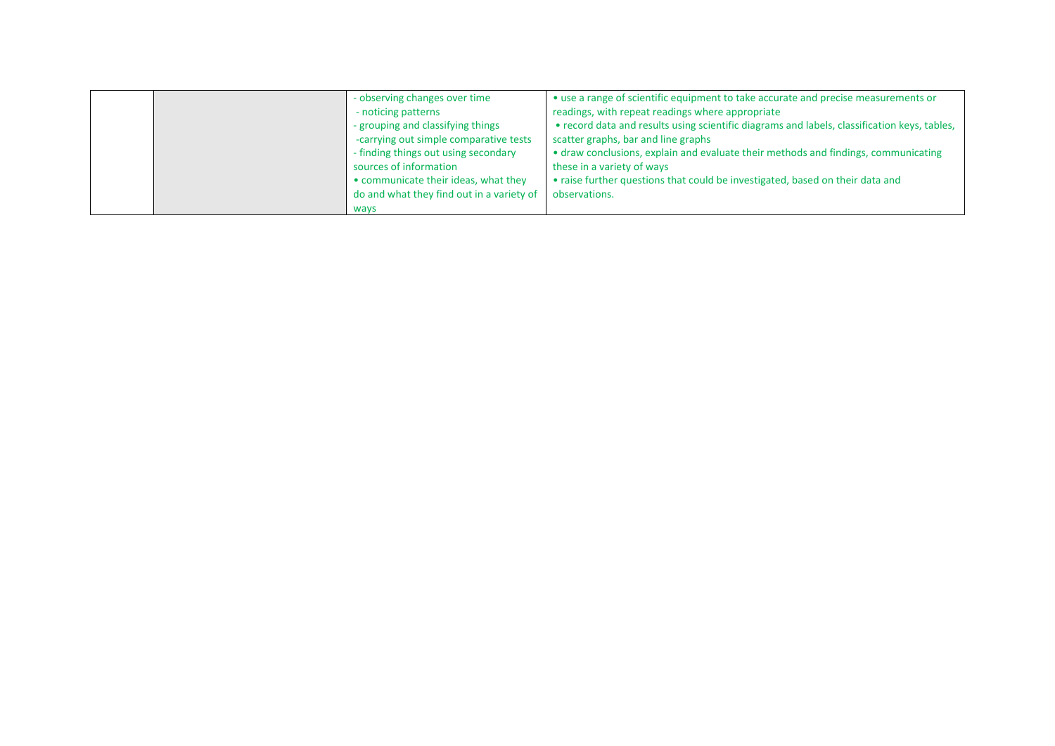| | | | |
|---|---|---|---|
| | | - observing changes over time<br>- noticing patterns<br>- grouping and classifying things<br>-carrying out simple comparative tests<br>- finding things out using secondary sources of information<br>• communicate their ideas, what they do and what they find out in a variety of ways | • use a range of scientific equipment to take accurate and precise measurements or readings, with repeat readings where appropriate<br>• record data and results using scientific diagrams and labels, classification keys, tables, scatter graphs, bar and line graphs<br>• draw conclusions, explain and evaluate their methods and findings, communicating these in a variety of ways<br>• raise further questions that could be investigated, based on their data and observations. |